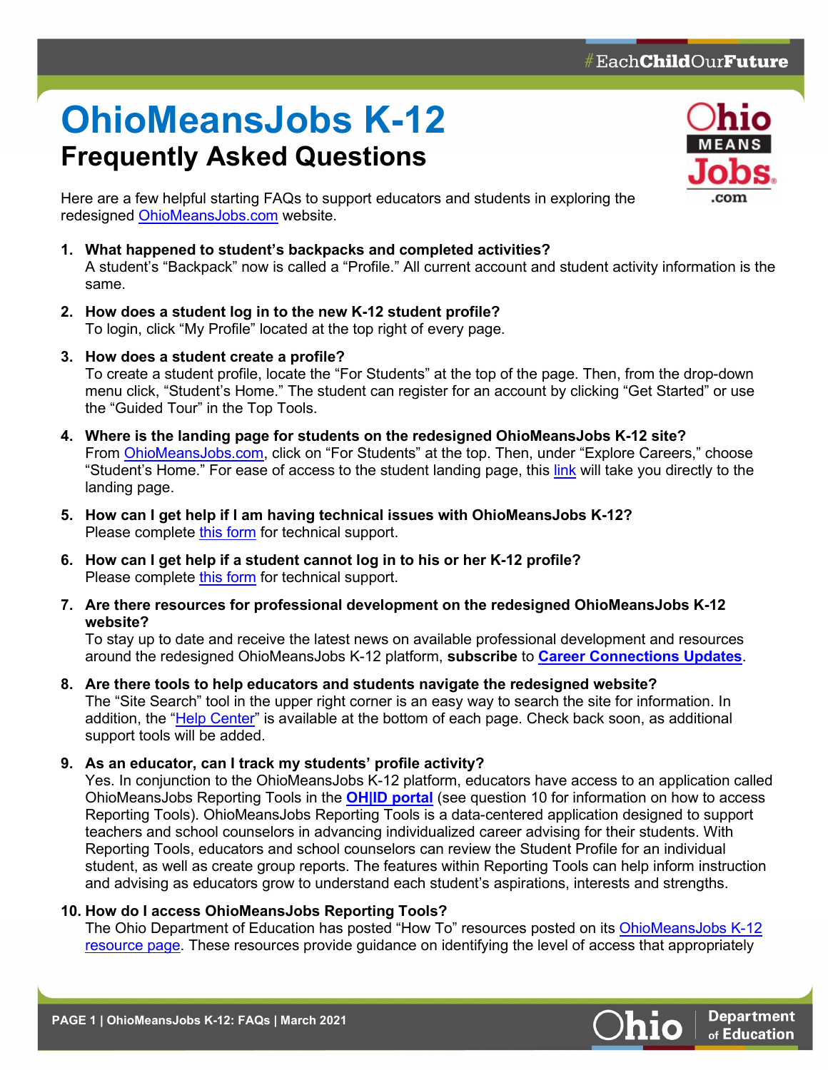# OhioMeansJobs K-12

## Frequently Asked Questions

Here are a few helpful starting FAQs to support educators and students in exploring the redesigned OhioMeansJobs.com website.

1. **What happened to student's backpacks and completed activities?**
   A student's "Backpack" now is called a "Profile." All current account and student activity information is the same.

2. **How does a student log in to the new K-12 student profile?**
   To login, click "My Profile" located at the top right of every page.

3. **How does a student create a profile?**
   To create a student profile, locate the "For Students" at the top of the page. Then, from the drop-down menu click, "Student's Home." The student can register for an account by clicking "Get Started" or use the "Guided Tour" in the Top Tools.

4. **Where is the landing page for students on the redesigned OhioMeansJobs K-12 site?**
   From OhioMeansJobs.com, click on "For Students" at the top. Then, under "Explore Careers," choose "Student's Home." For ease of access to the student landing page, this link will take you directly to the landing page.

5. **How can I get help if I am having technical issues with OhioMeansJobs K-12?**
   Please complete this form for technical support.

6. **How can I get help if a student cannot log in to his or her K-12 profile?**
   Please complete this form for technical support.

7. **Are there resources for professional development on the redesigned OhioMeansJobs K-12 website?**
   To stay up to date and receive the latest news on available professional development and resources around the redesigned OhioMeansJobs K-12 platform, **subscribe** to **Career Connections Updates**.

8. **Are there tools to help educators and students navigate the redesigned website?**
   The "Site Search" tool in the upper right corner is an easy way to search the site for information. In addition, the "Help Center" is available at the bottom of each page. Check back soon, as additional support tools will be added.

9. **As an educator, can I track my students' profile activity?**
   Yes. In conjunction to the OhioMeansJobs K-12 platform, educators have access to an application called OhioMeansJobs Reporting Tools in the **OH|ID portal** (see question 10 for information on how to access Reporting Tools). OhioMeansJobs Reporting Tools is a data-centered application designed to support teachers and school counselors in advancing individualized career advising for their students. With Reporting Tools, educators and school counselors can review the Student Profile for an individual student, as well as create group reports. The features within Reporting Tools can help inform instruction and advising as educators grow to understand each student's aspirations, interests and strengths.

10. **How do I access OhioMeansJobs Reporting Tools?**
    The Ohio Department of Education has posted "How To" resources posted on its OhioMeansJobs K-12 resource page. These resources provide guidance on identifying the level of access that appropriately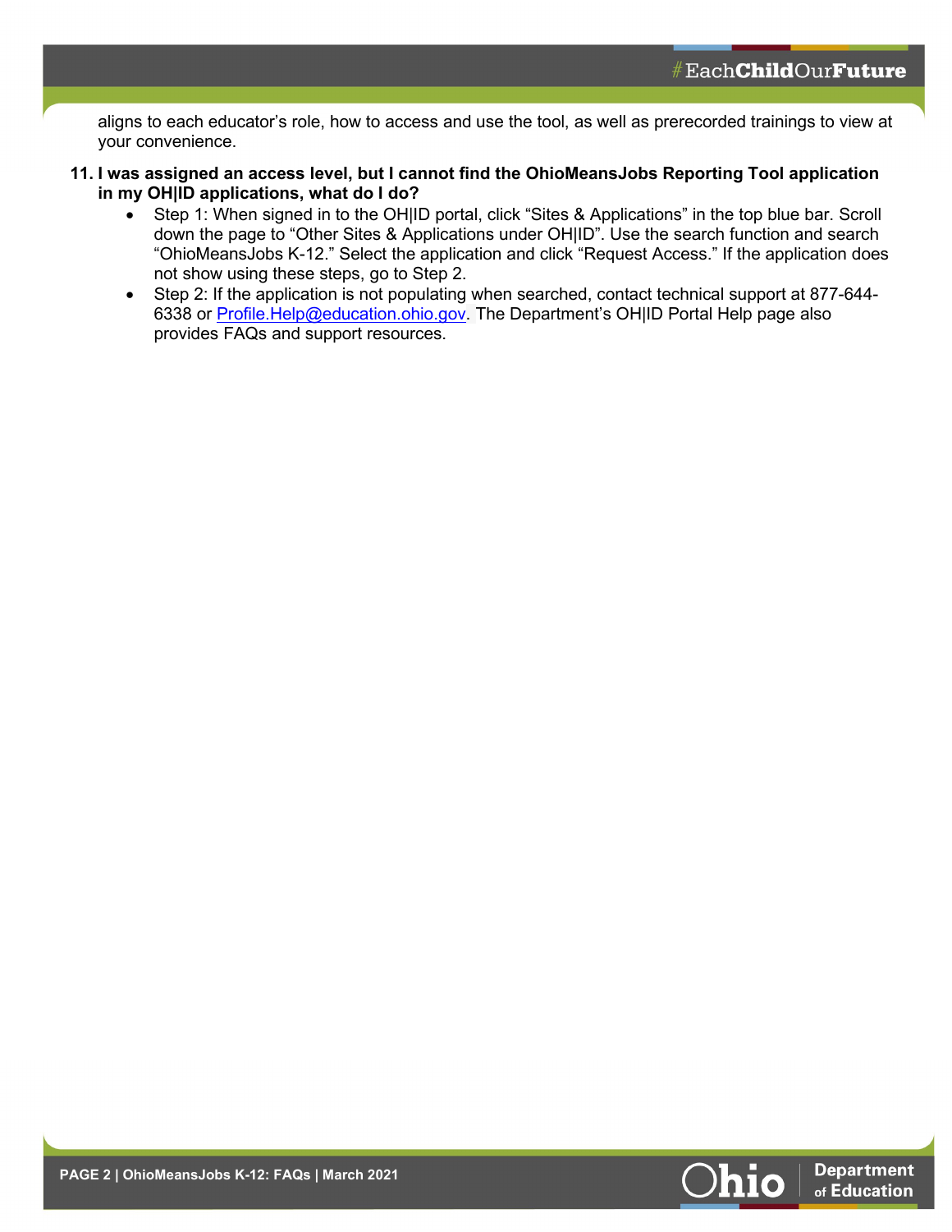aligns to each educator's role, how to access and use the tool, as well as prerecorded trainings to view at your convenience.

**11. I was assigned an access level, but I cannot find the OhioMeansJobs Reporting Tool application in my OH|ID applications, what do I do?**

- Step 1: When signed in to the OH|ID portal, click "Sites & Applications" in the top blue bar. Scroll down the page to "Other Sites & Applications under OH|ID". Use the search function and search "OhioMeansJobs K-12." Select the application and click "Request Access." If the application does not show using these steps, go to Step 2.
- Step 2: If the application is not populating when searched, contact technical support at 877-644-6338 or Profile.Help@education.ohio.gov. The Department's OH|ID Portal Help page also provides FAQs and support resources.